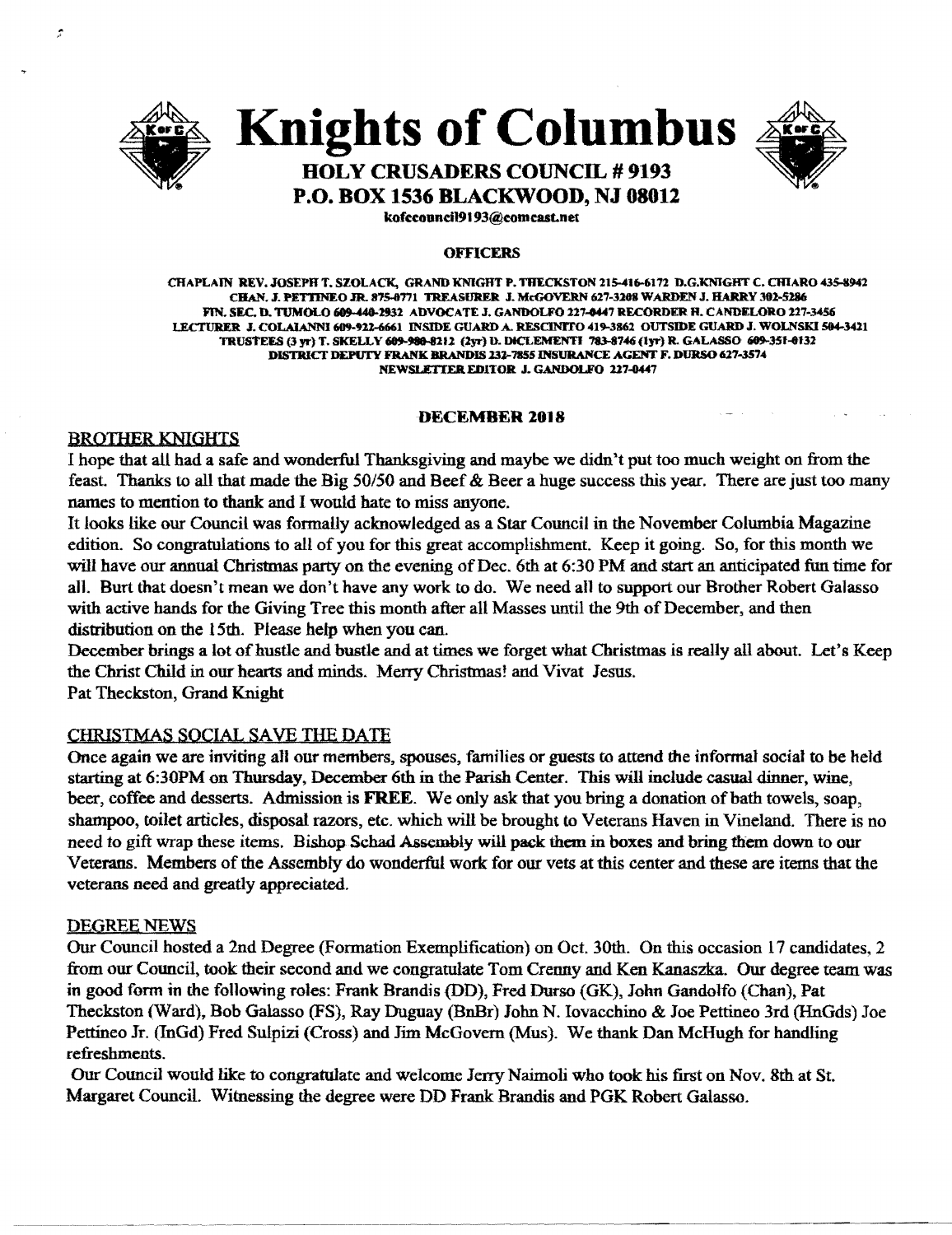# Knights of Columbus

## HOLY CRUSADERS COUNCIL # 9193
## P.O. BOX 1536 BLACKWOOD, NJ 08012

kofccouncil9193@comcast.net

### OFFICERS

**CHAPLAIN REV. JOSEPH T. SZOLACK, GRAND KNIGHT P. THECKSTON 215-416-6172 D.G.KNIGHT C. CHIARO 435-8942 CHAN. J. PETTINEO JR. 875-8771 TREASURER J. McGOVERN 627-3208 WARDEN J. HARRY 302-5286 FIN. SEC. D. TUMOLO 609-440-2932 ADVOCATE J. GANDOLFO 227-0447 RECORDER H. CANDELORO 227-3456 LECTURER J. COLAIANNI 609-922-6661 INSIDE GUARD A. RESCINITO 419-3862 OUTSIDE GUARD J. WOLNSKI 504-3421 TRUSTEES (3 yr) T. SKELLY 609-980-8212 (2yr) D. DICLEMENTI 783-8746 (1yr) R. GALASSO 609-351-0132 DISTRICT DEPUTY FRANK BRANDIS 232-7855 INSURANCE AGENT F. DURSO 627-3574 NEWSLETTER EDITOR J. GANDOLFO 227-0447**

### DECEMBER 2018

BROTHER KNIGHTS

I hope that all had a safe and wonderful Thanksgiving and maybe we didn't put too much weight on from the feast. Thanks to all that made the Big 50/50 and Beef & Beer a huge success this year. There are just too many names to mention to thank and I would hate to miss anyone.

It looks like our Council was formally acknowledged as a Star Council in the November Columbia Magazine edition. So congratulations to all of you for this great accomplishment. Keep it going. So, for this month we will have our annual Christmas party on the evening of Dec. 6th at 6:30 PM and start an anticipated fun time for all. Burt that doesn't mean we don't have any work to do. We need all to support our Brother Robert Galasso with active hands for the Giving Tree this month after all Masses until the 9th of December, and then distribution on the 15th. Please help when you can.

December brings a lot of hustle and bustle and at times we forget what Christmas is really all about. Let's Keep the Christ Child in our hearts and minds. Merry Christmas! and Vivat Jesus.

Pat Theckston, Grand Knight

CHRISTMAS SOCIAL SAVE THE DATE

Once again we are inviting all our members, spouses, families or guests to attend the informal social to be held starting at 6:30PM on Thursday, December 6th in the Parish Center. This will include casual dinner, wine, beer, coffee and desserts. Admission is **FREE**. We only ask that you bring a donation of bath towels, soap, shampoo, toilet articles, disposal razors, etc. which will be brought to Veterans Haven in Vineland. There is no need to gift wrap these items. Bishop Schad Assembly will pack them in boxes and bring them down to our Veterans. Members of the Assembly do wonderful work for our vets at this center and these are items that the veterans need and greatly appreciated.

DEGREE NEWS

Our Council hosted a 2nd Degree (Formation Exemplification) on Oct. 30th. On this occasion 17 candidates, 2 from our Council, took their second and we congratulate Tom Crenny and Ken Kanaszka. Our degree team was in good form in the following roles: Frank Brandis (DD), Fred Durso (GK), John Gandolfo (Chan), Pat Theckston (Ward), Bob Galasso (FS), Ray Duguay (BnBr) John N. Iovacchino & Joe Pettineo 3rd (HnGds) Joe Pettineo Jr. (InGd) Fred Sulpizi (Cross) and Jim McGovern (Mus). We thank Dan McHugh for handling refreshments.

Our Council would like to congratulate and welcome Jerry Naimoli who took his first on Nov. 8th at St. Margaret Council. Witnessing the degree were DD Frank Brandis and PGK Robert Galasso.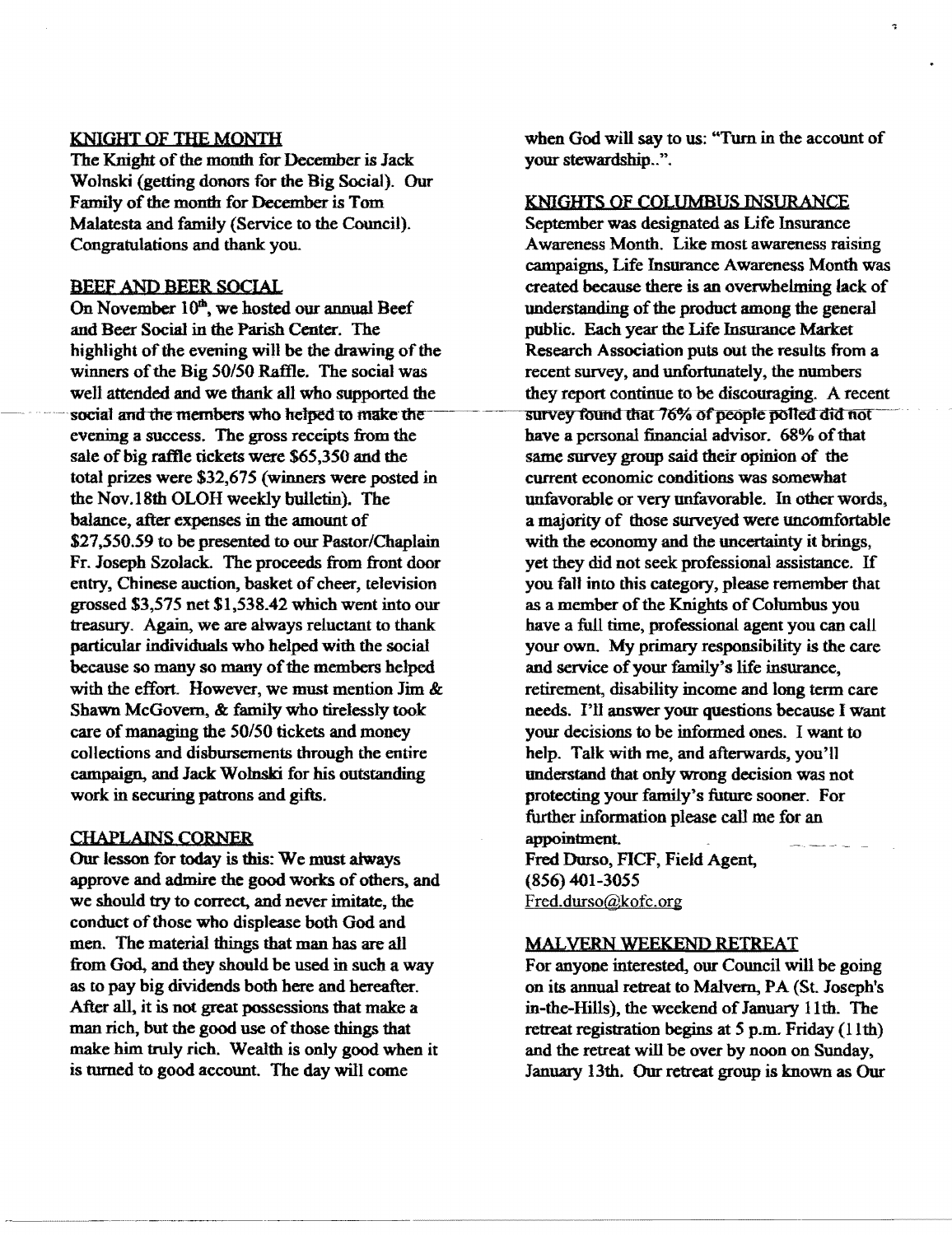## KNIGHT OF THE MONTH

The Knight of the month for December is Jack Wolnski (getting donors for the Big Social). Our Family of the month for December is Tom Malatesta and family (Service to the Council). Congratulations and thank you.

## BEEF AND BEER SOCIAL

On November 10th, we hosted our annual Beef and Beer Social in the Parish Center. The highlight of the evening will be the drawing of the winners of the Big 50/50 Raffle. The social was well attended and we thank all who supported the social and the members who helped to make the evening a success. The gross receipts from the sale of big raffle tickets were $65,350 and the total prizes were $32,675 (winners were posted in the Nov.18th OLOH weekly bulletin). The balance, after expenses in the amount of $27,550.59 to be presented to our Pastor/Chaplain Fr. Joseph Szolack. The proceeds from front door entry, Chinese auction, basket of cheer, television grossed $3,575 net $1,538.42 which went into our treasury. Again, we are always reluctant to thank particular individuals who helped with the social because so many so many of the members helped with the effort. However, we must mention Jim & Shawn McGovern, & family who tirelessly took care of managing the 50/50 tickets and money collections and disbursements through the entire campaign, and Jack Wolnski for his outstanding work in securing patrons and gifts.

## CHAPLAINS CORNER

Our lesson for today is this: We must always approve and admire the good works of others, and we should try to correct, and never imitate, the conduct of those who displease both God and men. The material things that man has are all from God, and they should be used in such a way as to pay big dividends both here and hereafter. After all, it is not great possessions that make a man rich, but the good use of those things that make him truly rich. Wealth is only good when it is turned to good account. The day will come when God will say to us: "Turn in the account of your stewardship..".

## KNIGHTS OF COLUMBUS INSURANCE

September was designated as Life Insurance Awareness Month. Like most awareness raising campaigns, Life Insurance Awareness Month was created because there is an overwhelming lack of understanding of the product among the general public. Each year the Life Insurance Market Research Association puts out the results from a recent survey, and unfortunately, the numbers they report continue to be discouraging. A recent survey found that 76% of people polled did not have a personal financial advisor. 68% of that same survey group said their opinion of the current economic conditions was somewhat unfavorable or very unfavorable. In other words, a majority of those surveyed were uncomfortable with the economy and the uncertainty it brings, yet they did not seek professional assistance. If you fall into this category, please remember that as a member of the Knights of Columbus you have a full time, professional agent you can call your own. My primary responsibility is the care and service of your family's life insurance, retirement, disability income and long term care needs. I'll answer your questions because I want your decisions to be informed ones. I want to help. Talk with me, and afterwards, you'll understand that only wrong decision was not protecting your family's future sooner. For further information please call me for an appointment.

Fred Durso, FICF, Field Agent,
(856) 401-3055
Fred.durso@kofc.org

## MALVERN WEEKEND RETREAT

For anyone interested, our Council will be going on its annual retreat to Malvern, PA (St. Joseph's in-the-Hills), the weekend of January 11th. The retreat registration begins at 5 p.m. Friday (11th) and the retreat will be over by noon on Sunday, January 13th. Our retreat group is known as Our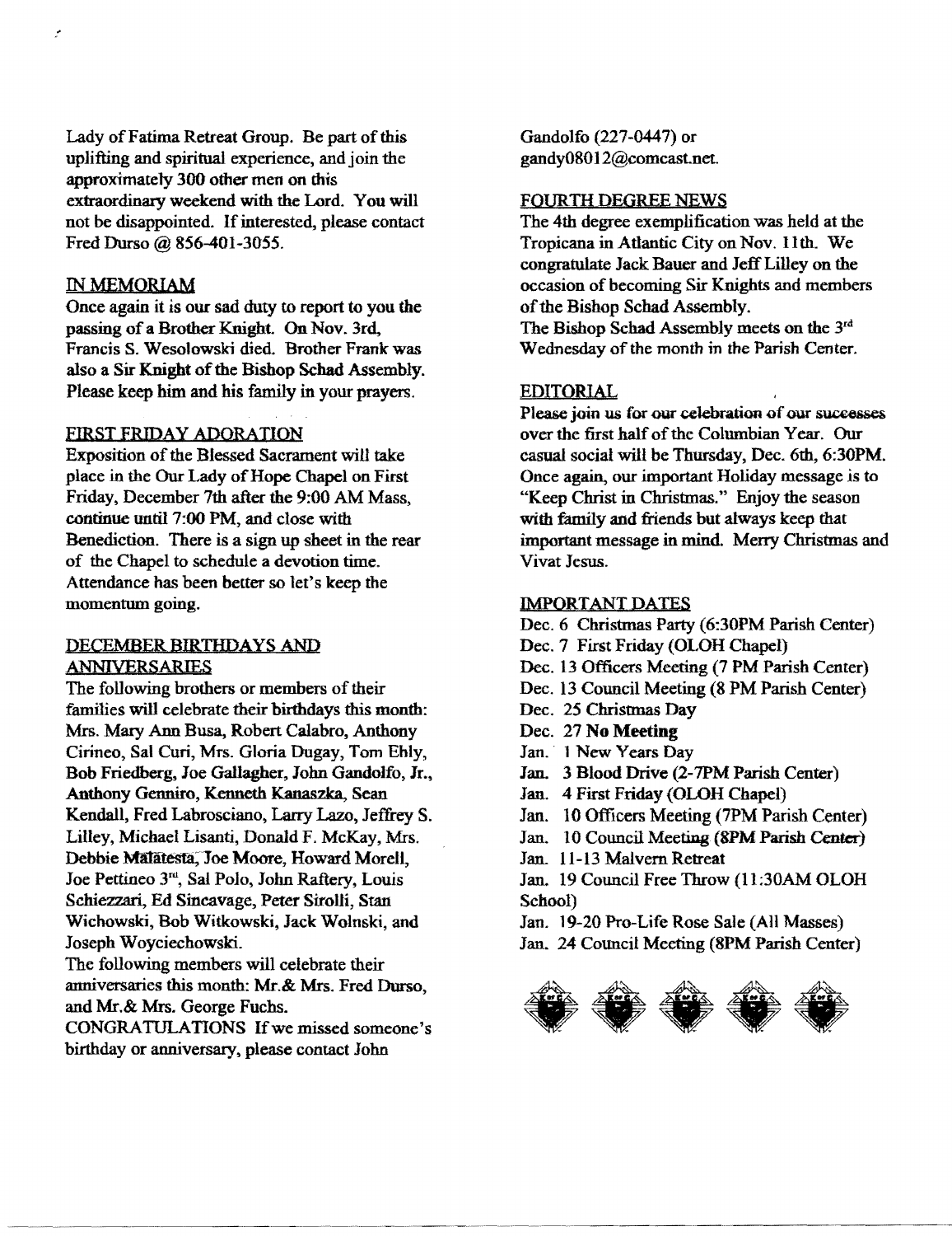Lady of Fatima Retreat Group. Be part of this uplifting and spiritual experience, and join the approximately 300 other men on this extraordinary weekend with the Lord. You will not be disappointed. If interested, please contact Fred Durso @ 856-401-3055.

## IN MEMORIAM

Once again it is our sad duty to report to you the passing of a Brother Knight. On Nov. 3rd, Francis S. Wesolowski died. Brother Frank was also a Sir Knight of the Bishop Schad Assembly. Please keep him and his family in your prayers.

## FIRST FRIDAY ADORATION

Exposition of the Blessed Sacrament will take place in the Our Lady of Hope Chapel on First Friday, December 7th after the 9:00 AM Mass, continue until 7:00 PM, and close with Benediction. There is a sign up sheet in the rear of the Chapel to schedule a devotion time. Attendance has been better so let's keep the momentum going.

## DECEMBER BIRTHDAYS AND ANNIVERSARIES

The following brothers or members of their families will celebrate their birthdays this month: Mrs. Mary Ann Busa, Robert Calabro, Anthony Cirineo, Sal Curi, Mrs. Gloria Dugay, Tom Ehly, Bob Friedberg, Joe Gallagher, John Gandolfo, Jr., Anthony Genniro, Kenneth Kanaszka, Sean Kendall, Fred Labrosciano, Larry Lazo, Jeffrey S. Lilley, Michael Lisanti, Donald F. McKay, Mrs. Debbie Malatesta, Joe Moore, Howard Morell, Joe Pettineo 3rd, Sal Polo, John Raftery, Louis Schiezzari, Ed Sincavage, Peter Sirolli, Stan Wichowski, Bob Witkowski, Jack Wolnski, and Joseph Woyciechowski.

The following members will celebrate their anniversaries this month: Mr.& Mrs. Fred Durso, and Mr.& Mrs. George Fuchs.

CONGRATULATIONS If we missed someone's birthday or anniversary, please contact John Gandolfo (227-0447) or gandy08012@comcast.net.

## FOURTH DEGREE NEWS

The 4th degree exemplification was held at the Tropicana in Atlantic City on Nov. 11th. We congratulate Jack Bauer and Jeff Lilley on the occasion of becoming Sir Knights and members of the Bishop Schad Assembly.

The Bishop Schad Assembly meets on the 3rd Wednesday of the month in the Parish Center.

## EDITORIAL

Please join us for our celebration of our successes over the first half of the Columbian Year. Our casual social will be Thursday, Dec. 6th, 6:30PM. Once again, our important Holiday message is to "Keep Christ in Christmas." Enjoy the season with family and friends but always keep that important message in mind. Merry Christmas and Vivat Jesus.

## IMPORTANT DATES

Dec. 6 Christmas Party (6:30PM Parish Center)
Dec. 7 First Friday (OLOH Chapel)
Dec. 13 Officers Meeting (7 PM Parish Center)
Dec. 13 Council Meeting (8 PM Parish Center)
Dec. 25 Christmas Day
Dec. 27 **No Meeting**
Jan. 1 New Years Day
Jan. 3 Blood Drive (2-7PM Parish Center)
Jan. 4 First Friday (OLOH Chapel)
Jan. 10 Officers Meeting (7PM Parish Center)
Jan. 10 Council Meeting (8PM Parish Center)
Jan. 11-13 Malvern Retreat
Jan. 19 Council Free Throw (11:30AM OLOH School)
Jan. 19-20 Pro-Life Rose Sale (All Masses)
Jan. 24 Council Meeting (8PM Parish Center)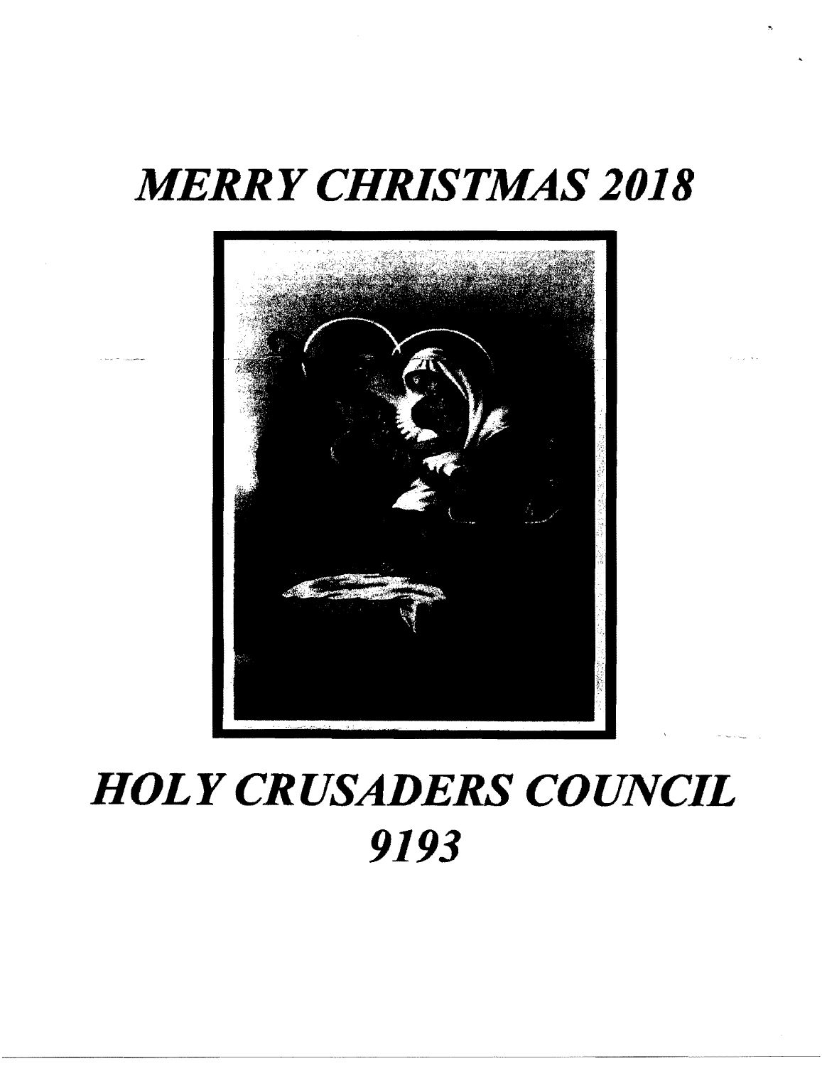# *MERRY CHRISTMAS 2018*

# *HOLY CRUSADERS COUNCIL 9193*